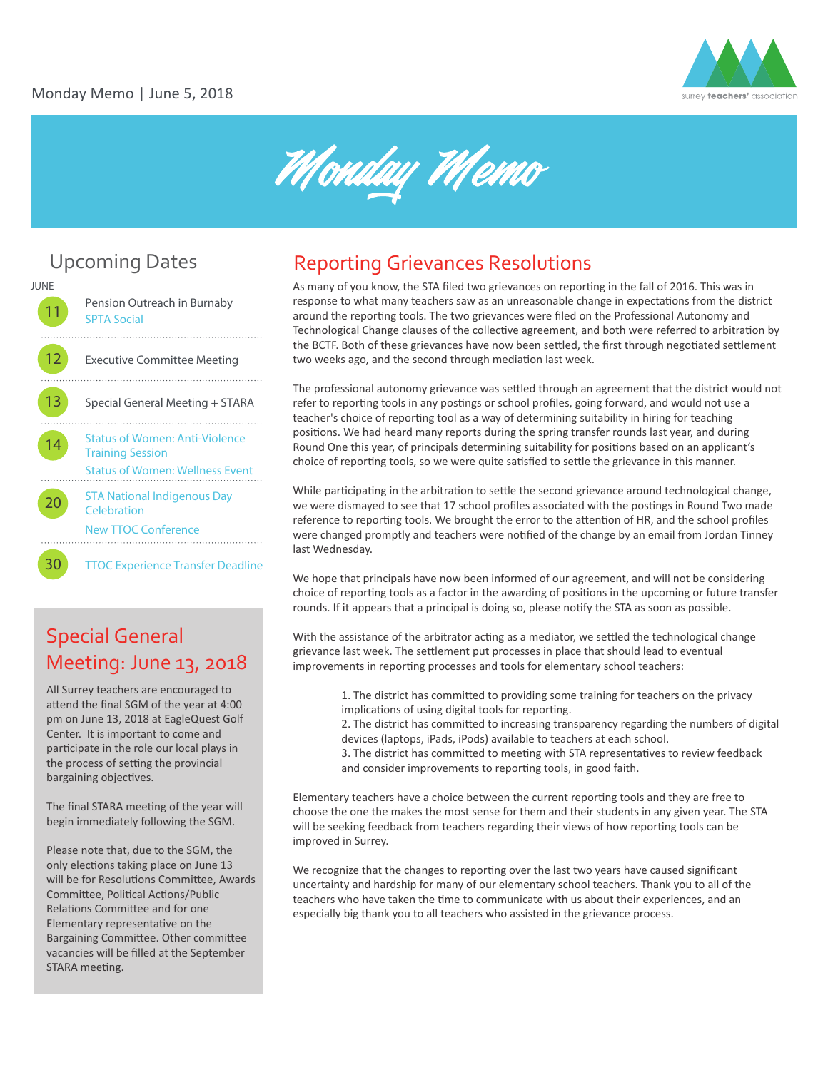Monday Memo | June 5, 2018

# Monday Memo

## Upcoming Dates

JUNE

- **11** — Pension Outreach in Burnaby; SPTA Social
- **12** — Executive Committee Meeting
- **13** — Special General Meeting + STARA
- **14** — Status of Women: Anti-Violence Training Session; Status of Women: Wellness Event
- **20** — STA National Indigenous Day Celebration; New TTOC Conference
- **30** — TTOC Experience Transfer Deadline

## Special General Meeting: June 13, 2018

All Surrey teachers are encouraged to attend the final SGM of the year at 4:00 pm on June 13, 2018 at EagleQuest Golf Center. It is important to come and participate in the role our local plays in the process of setting the provincial bargaining objectives.

The final STARA meeting of the year will begin immediately following the SGM.

Please note that, due to the SGM, the only elections taking place on June 13 will be for Resolutions Committee, Awards Committee, Political Actions/Public Relations Committee and for one Elementary representative on the Bargaining Committee. Other committee vacancies will be filled at the September STARA meeting.

## Reporting Grievances Resolutions

As many of you know, the STA filed two grievances on reporting in the fall of 2016. This was in response to what many teachers saw as an unreasonable change in expectations from the district around the reporting tools. The two grievances were filed on the Professional Autonomy and Technological Change clauses of the collective agreement, and both were referred to arbitration by the BCTF. Both of these grievances have now been settled, the first through negotiated settlement two weeks ago, and the second through mediation last week.

The professional autonomy grievance was settled through an agreement that the district would not refer to reporting tools in any postings or school profiles, going forward, and would not use a teacher's choice of reporting tool as a way of determining suitability in hiring for teaching positions. We had heard many reports during the spring transfer rounds last year, and during Round One this year, of principals determining suitability for positions based on an applicant's choice of reporting tools, so we were quite satisfied to settle the grievance in this manner.

While participating in the arbitration to settle the second grievance around technological change, we were dismayed to see that 17 school profiles associated with the postings in Round Two made reference to reporting tools. We brought the error to the attention of HR, and the school profiles were changed promptly and teachers were notified of the change by an email from Jordan Tinney last Wednesday.

We hope that principals have now been informed of our agreement, and will not be considering choice of reporting tools as a factor in the awarding of positions in the upcoming or future transfer rounds. If it appears that a principal is doing so, please notify the STA as soon as possible.

With the assistance of the arbitrator acting as a mediator, we settled the technological change grievance last week. The settlement put processes in place that should lead to eventual improvements in reporting processes and tools for elementary school teachers:

1. The district has committed to providing some training for teachers on the privacy implications of using digital tools for reporting.
2. The district has committed to increasing transparency regarding the numbers of digital devices (laptops, iPads, iPods) available to teachers at each school.
3. The district has committed to meeting with STA representatives to review feedback and consider improvements to reporting tools, in good faith.

Elementary teachers have a choice between the current reporting tools and they are free to choose the one the makes the most sense for them and their students in any given year. The STA will be seeking feedback from teachers regarding their views of how reporting tools can be improved in Surrey.

We recognize that the changes to reporting over the last two years have caused significant uncertainty and hardship for many of our elementary school teachers. Thank you to all of the teachers who have taken the time to communicate with us about their experiences, and an especially big thank you to all teachers who assisted in the grievance process.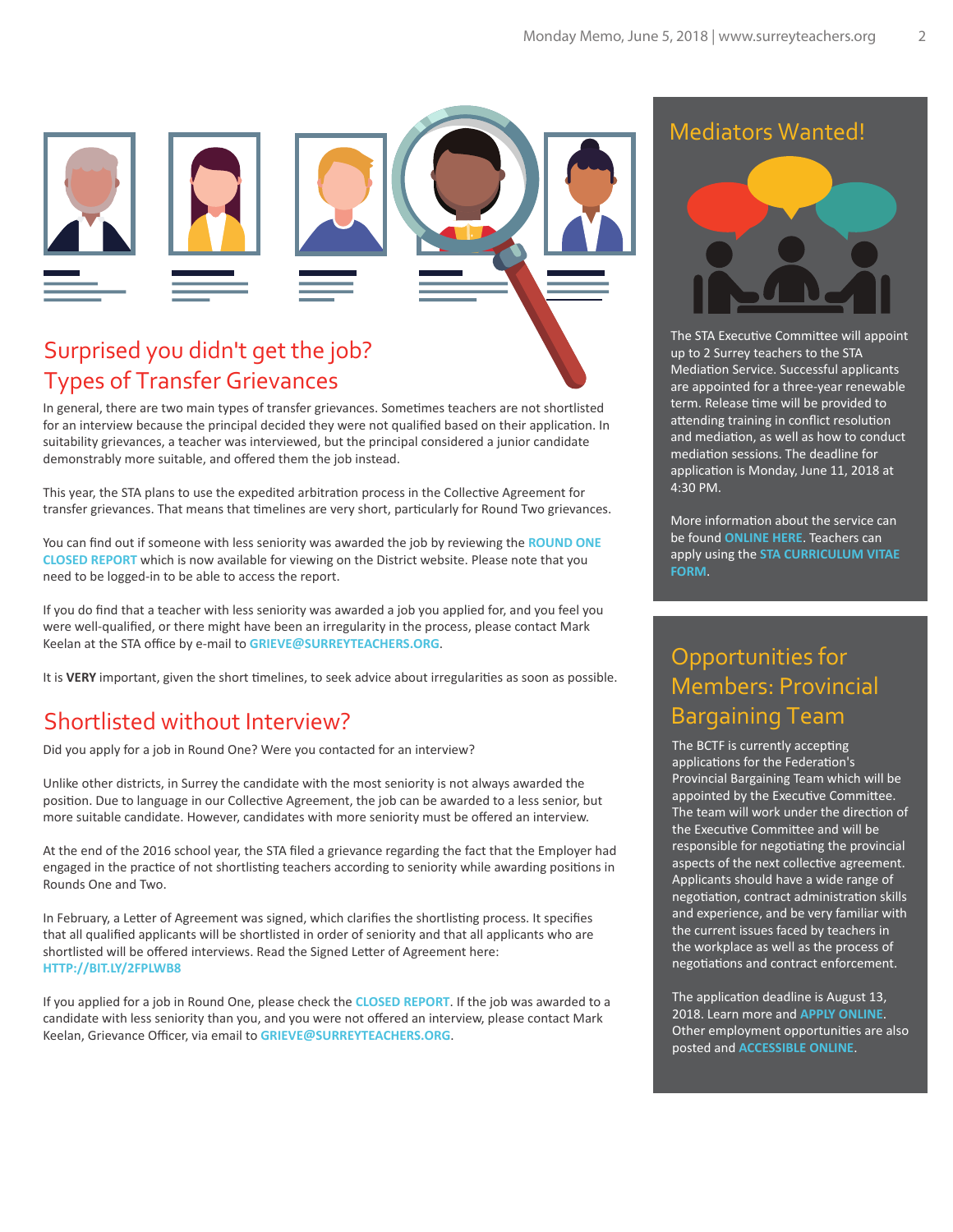## Surprised you didn't get the job? Types of Transfer Grievances

In general, there are two main types of transfer grievances. Sometimes teachers are not shortlisted for an interview because the principal decided they were not qualified based on their application. In suitability grievances, a teacher was interviewed, but the principal considered a junior candidate demonstrably more suitable, and offered them the job instead.

This year, the STA plans to use the expedited arbitration process in the Collective Agreement for transfer grievances. That means that timelines are very short, particularly for Round Two grievances.

You can find out if someone with less seniority was awarded the job by reviewing the **ROUND ONE CLOSED REPORT** which is now available for viewing on the District website. Please note that you need to be logged-in to be able to access the report.

If you do find that a teacher with less seniority was awarded a job you applied for, and you feel you were well-qualified, or there might have been an irregularity in the process, please contact Mark Keelan at the STA office by e-mail to **GRIEVE@SURREYTEACHERS.ORG**.

It is **VERY** important, given the short timelines, to seek advice about irregularities as soon as possible.

## Shortlisted without Interview?

Did you apply for a job in Round One? Were you contacted for an interview?

Unlike other districts, in Surrey the candidate with the most seniority is not always awarded the position. Due to language in our Collective Agreement, the job can be awarded to a less senior, but more suitable candidate. However, candidates with more seniority must be offered an interview.

At the end of the 2016 school year, the STA filed a grievance regarding the fact that the Employer had engaged in the practice of not shortlisting teachers according to seniority while awarding positions in Rounds One and Two.

In February, a Letter of Agreement was signed, which clarifies the shortlisting process. It specifies that all qualified applicants will be shortlisted in order of seniority and that all applicants who are shortlisted will be offered interviews. Read the Signed Letter of Agreement here: **HTTP://BIT.LY/2FPLWB8**

If you applied for a job in Round One, please check the **CLOSED REPORT**. If the job was awarded to a candidate with less seniority than you, and you were not offered an interview, please contact Mark Keelan, Grievance Officer, via email to **GRIEVE@SURREYTEACHERS.ORG**.

## Mediators Wanted!

The STA Executive Committee will appoint up to 2 Surrey teachers to the STA Mediation Service. Successful applicants are appointed for a three-year renewable term. Release time will be provided to attending training in conflict resolution and mediation, as well as how to conduct mediation sessions. The deadline for application is Monday, June 11, 2018 at 4:30 PM.

More information about the service can be found **ONLINE HERE**. Teachers can apply using the **STA CURRICULUM VITAE FORM**.

## Opportunities for Members: Provincial Bargaining Team

The BCTF is currently accepting applications for the Federation's Provincial Bargaining Team which will be appointed by the Executive Committee. The team will work under the direction of the Executive Committee and will be responsible for negotiating the provincial aspects of the next collective agreement. Applicants should have a wide range of negotiation, contract administration skills and experience, and be very familiar with the current issues faced by teachers in the workplace as well as the process of negotiations and contract enforcement.

The application deadline is August 13, 2018. Learn more and **APPLY ONLINE**. Other employment opportunities are also posted and **ACCESSIBLE ONLINE**.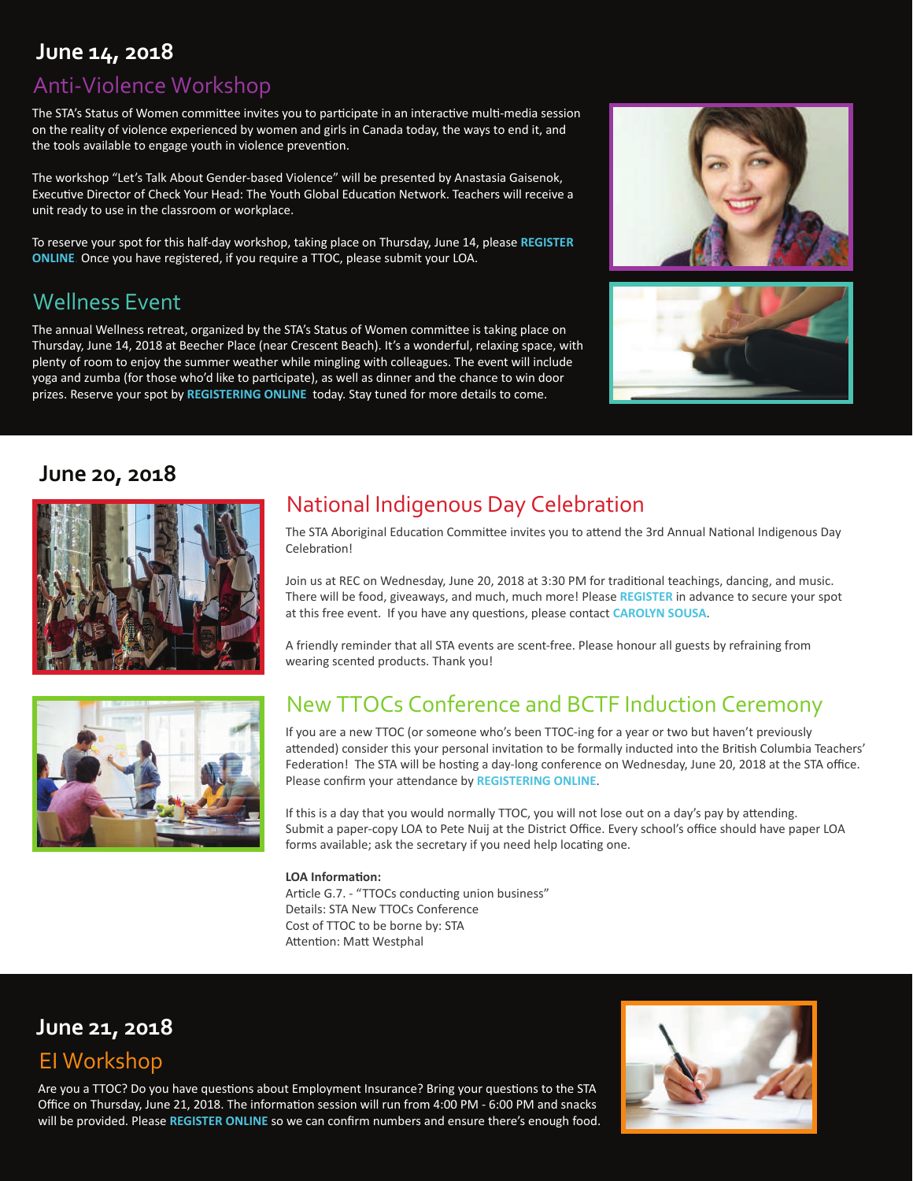## June 14, 2018

### Anti-Violence Workshop

The STA's Status of Women committee invites you to participate in an interactive multi-media session on the reality of violence experienced by women and girls in Canada today, the ways to end it, and the tools available to engage youth in violence prevention.

The workshop "Let's Talk About Gender-based Violence" will be presented by Anastasia Gaisenok, Executive Director of Check Your Head: The Youth Global Education Network. Teachers will receive a unit ready to use in the classroom or workplace.

To reserve your spot for this half-day workshop, taking place on Thursday, June 14, please **REGISTER ONLINE** Once you have registered, if you require a TTOC, please submit your LOA.

### Wellness Event

The annual Wellness retreat, organized by the STA's Status of Women committee is taking place on Thursday, June 14, 2018 at Beecher Place (near Crescent Beach). It's a wonderful, relaxing space, with plenty of room to enjoy the summer weather while mingling with colleagues. The event will include yoga and zumba (for those who'd like to participate), as well as dinner and the chance to win door prizes. Reserve your spot by **REGISTERING ONLINE** today. Stay tuned for more details to come.

## June 20, 2018

### National Indigenous Day Celebration

The STA Aboriginal Education Committee invites you to attend the 3rd Annual National Indigenous Day Celebration!

Join us at REC on Wednesday, June 20, 2018 at 3:30 PM for traditional teachings, dancing, and music. There will be food, giveaways, and much, much more! Please **REGISTER** in advance to secure your spot at this free event. If you have any questions, please contact **CAROLYN SOUSA**.

A friendly reminder that all STA events are scent-free. Please honour all guests by refraining from wearing scented products. Thank you!

### New TTOCs Conference and BCTF Induction Ceremony

If you are a new TTOC (or someone who's been TTOC-ing for a year or two but haven't previously attended) consider this your personal invitation to be formally inducted into the British Columbia Teachers' Federation! The STA will be hosting a day-long conference on Wednesday, June 20, 2018 at the STA office. Please confirm your attendance by **REGISTERING ONLINE**.

If this is a day that you would normally TTOC, you will not lose out on a day's pay by attending. Submit a paper-copy LOA to Pete Nuij at the District Office. Every school's office should have paper LOA forms available; ask the secretary if you need help locating one.

**LOA Information:**
Article G.7. - "TTOCs conducting union business"
Details: STA New TTOCs Conference
Cost of TTOC to be borne by: STA
Attention: Matt Westphal

## June 21, 2018

### EI Workshop

Are you a TTOC? Do you have questions about Employment Insurance? Bring your questions to the STA Office on Thursday, June 21, 2018. The information session will run from 4:00 PM - 6:00 PM and snacks will be provided. Please **REGISTER ONLINE** so we can confirm numbers and ensure there's enough food.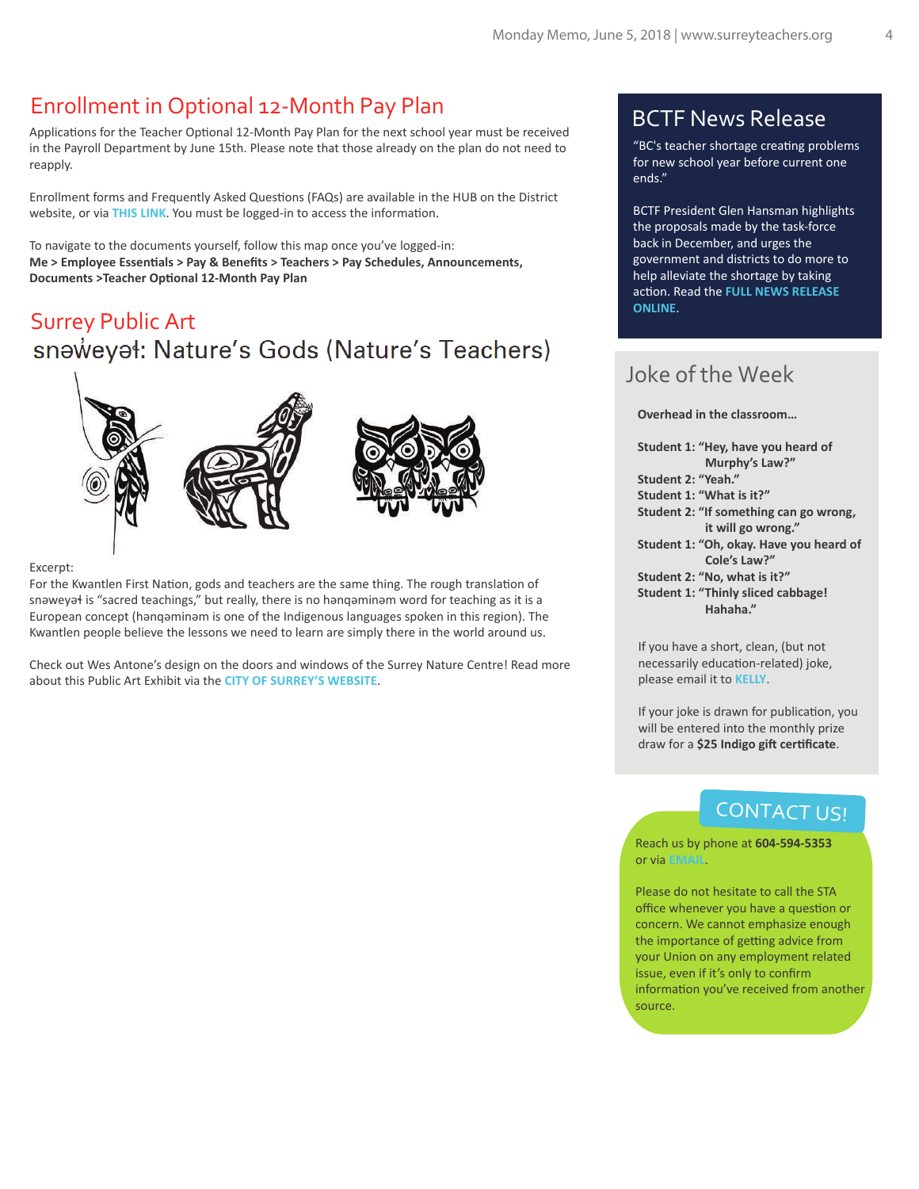## Enrollment in Optional 12-Month Pay Plan

Applications for the Teacher Optional 12-Month Pay Plan for the next school year must be received in the Payroll Department by June 15th. Please note that those already on the plan do not need to reapply.

Enrollment forms and Frequently Asked Questions (FAQs) are available in the HUB on the District website, or via **THIS LINK**. You must be logged-in to access the information.

To navigate to the documents yourself, follow this map once you've logged-in:
**Me > Employee Essentials > Pay & Benefits > Teachers > Pay Schedules, Announcements, Documents >Teacher Optional 12-Month Pay Plan**

## Surrey Public Art

### snəw̓eyəɬ: Nature's Gods (Nature's Teachers)

Excerpt:
For the Kwantlen First Nation, gods and teachers are the same thing. The rough translation of snəweyəɬ is "sacred teachings," but really, there is no hənqəminəm word for teaching as it is a European concept (hənqəminəm is one of the Indigenous languages spoken in this region). The Kwantlen people believe the lessons we need to learn are simply there in the world around us.

Check out Wes Antone's design on the doors and windows of the Surrey Nature Centre! Read more about this Public Art Exhibit via the **CITY OF SURREY'S WEBSITE**.

## BCTF News Release

"BC's teacher shortage creating problems for new school year before current one ends."

BCTF President Glen Hansman highlights the proposals made by the task-force back in December, and urges the government and districts to do more to help alleviate the shortage by taking action. Read the **FULL NEWS RELEASE ONLINE**.

## Joke of the Week

**Overheard in the classroom...**

**Student 1: "Hey, have you heard of Murphy's Law?"**
**Student 2: "Yeah."**
**Student 1: "What is it?"**
**Student 2: "If something can go wrong, it will go wrong."**
**Student 1: "Oh, okay. Have you heard of Cole's Law?"**
**Student 2: "No, what is it?"**
**Student 1: "Thinly sliced cabbage! Hahaha."**

If you have a short, clean, (but not necessarily education-related) joke, please email it to **KELLY**.

If your joke is drawn for publication, you will be entered into the monthly prize draw for a **$25 Indigo gift certificate**.

## CONTACT US!

Reach us by phone at **604-594-5353** or via **EMAIL**.

Please do not hesitate to call the STA office whenever you have a question or concern. We cannot emphasize enough the importance of getting advice from your Union on any employment related issue, even if it's only to confirm information you've received from another source.